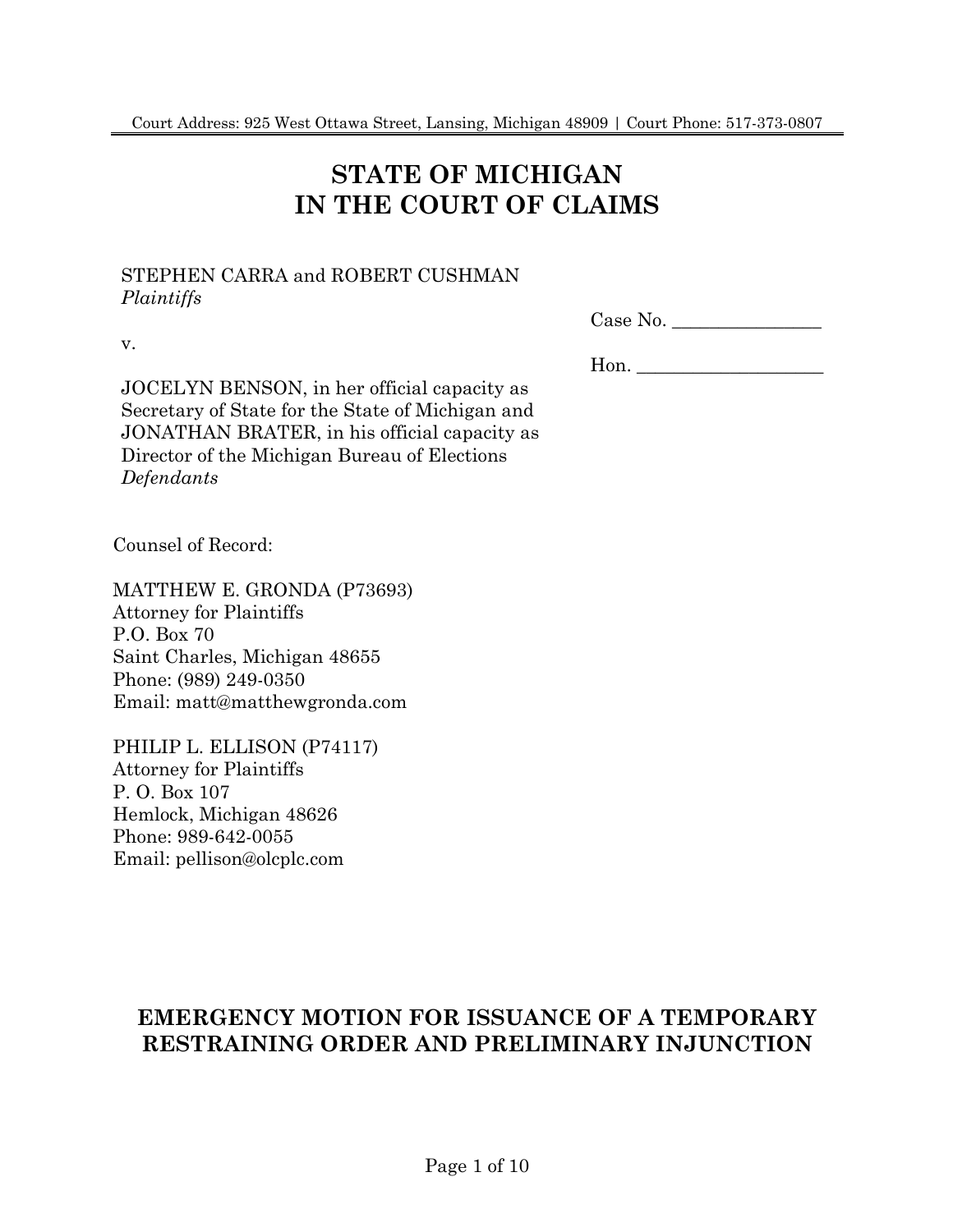Court Address: 925 West Ottawa Street, Lansing, Michigan 48909 | Court Phone: 517-373-0807

# STATE OF MICHIGAN
# IN THE COURT OF CLAIMS

STEPHEN CARRA and ROBERT CUSHMAN
*Plaintiffs*

v.

JOCELYN BENSON, in her official capacity as Secretary of State for the State of Michigan and JONATHAN BRATER, in his official capacity as Director of the Michigan Bureau of Elections
*Defendants*

Case No. ________________

Hon. ____________________

Counsel of Record:

MATTHEW E. GRONDA (P73693)
Attorney for Plaintiffs
P.O. Box 70
Saint Charles, Michigan 48655
Phone: (989) 249-0350
Email: matt@matthewgronda.com

PHILIP L. ELLISON (P74117)
Attorney for Plaintiffs
P. O. Box 107
Hemlock, Michigan 48626
Phone: 989-642-0055
Email: pellison@olcplc.com

## EMERGENCY MOTION FOR ISSUANCE OF A TEMPORARY RESTRAINING ORDER AND PRELIMINARY INJUNCTION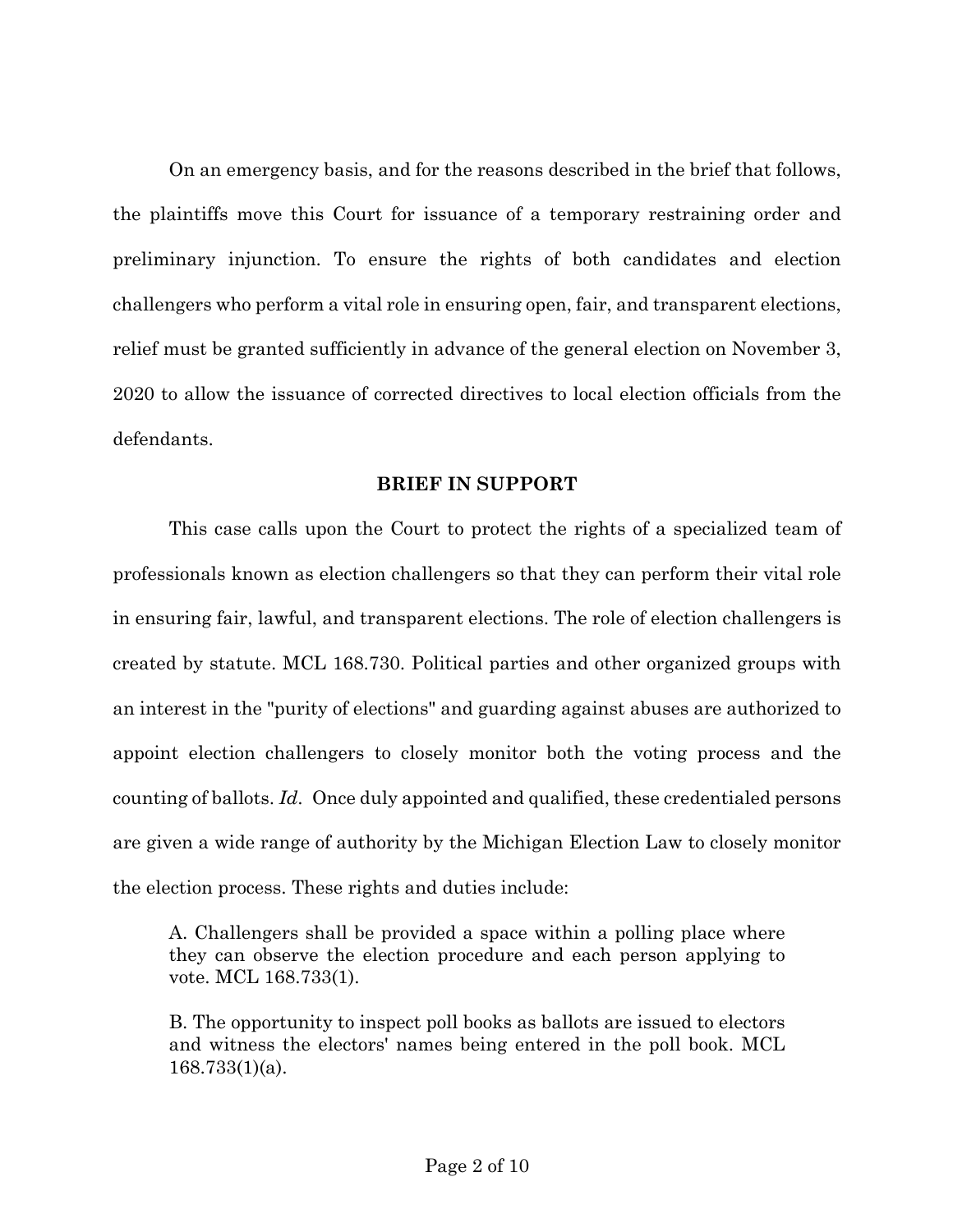On an emergency basis, and for the reasons described in the brief that follows, the plaintiffs move this Court for issuance of a temporary restraining order and preliminary injunction. To ensure the rights of both candidates and election challengers who perform a vital role in ensuring open, fair, and transparent elections, relief must be granted sufficiently in advance of the general election on November 3, 2020 to allow the issuance of corrected directives to local election officials from the defendants.

## BRIEF IN SUPPORT

This case calls upon the Court to protect the rights of a specialized team of professionals known as election challengers so that they can perform their vital role in ensuring fair, lawful, and transparent elections. The role of election challengers is created by statute. MCL 168.730. Political parties and other organized groups with an interest in the "purity of elections" and guarding against abuses are authorized to appoint election challengers to closely monitor both the voting process and the counting of ballots. *Id.* Once duly appointed and qualified, these credentialed persons are given a wide range of authority by the Michigan Election Law to closely monitor the election process. These rights and duties include:

> A. Challengers shall be provided a space within a polling place where they can observe the election procedure and each person applying to vote. MCL 168.733(1).
>
> B. The opportunity to inspect poll books as ballots are issued to electors and witness the electors' names being entered in the poll book. MCL 168.733(1)(a).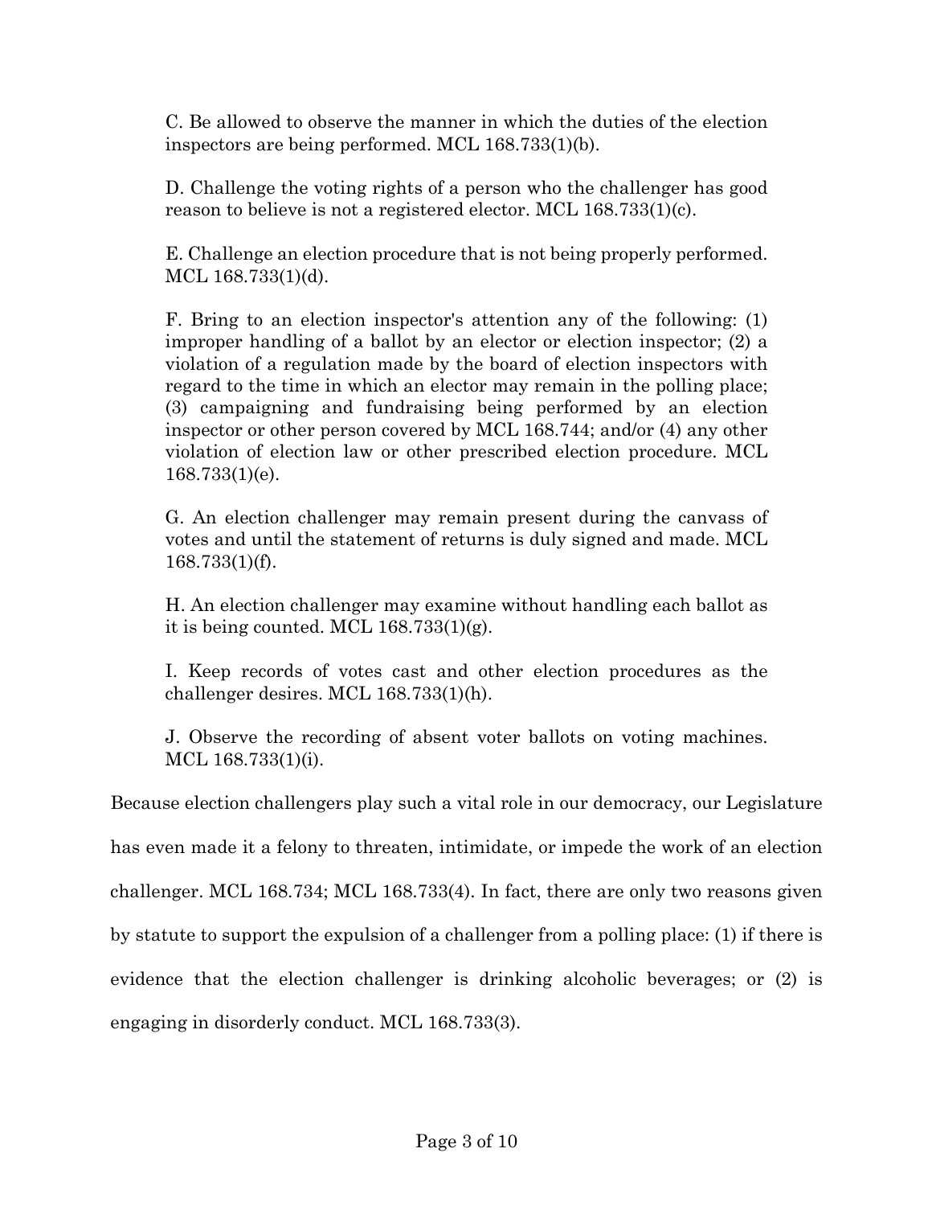C. Be allowed to observe the manner in which the duties of the election inspectors are being performed. MCL 168.733(1)(b).

D. Challenge the voting rights of a person who the challenger has good reason to believe is not a registered elector. MCL 168.733(1)(c).

E. Challenge an election procedure that is not being properly performed. MCL 168.733(1)(d).

F. Bring to an election inspector's attention any of the following: (1) improper handling of a ballot by an elector or election inspector; (2) a violation of a regulation made by the board of election inspectors with regard to the time in which an elector may remain in the polling place; (3) campaigning and fundraising being performed by an election inspector or other person covered by MCL 168.744; and/or (4) any other violation of election law or other prescribed election procedure. MCL 168.733(1)(e).

G. An election challenger may remain present during the canvass of votes and until the statement of returns is duly signed and made. MCL 168.733(1)(f).

H. An election challenger may examine without handling each ballot as it is being counted. MCL 168.733(1)(g).

I. Keep records of votes cast and other election procedures as the challenger desires. MCL 168.733(1)(h).

J. Observe the recording of absent voter ballots on voting machines. MCL 168.733(1)(i).

Because election challengers play such a vital role in our democracy, our Legislature has even made it a felony to threaten, intimidate, or impede the work of an election challenger. MCL 168.734; MCL 168.733(4). In fact, there are only two reasons given by statute to support the expulsion of a challenger from a polling place: (1) if there is evidence that the election challenger is drinking alcoholic beverages; or (2) is engaging in disorderly conduct. MCL 168.733(3).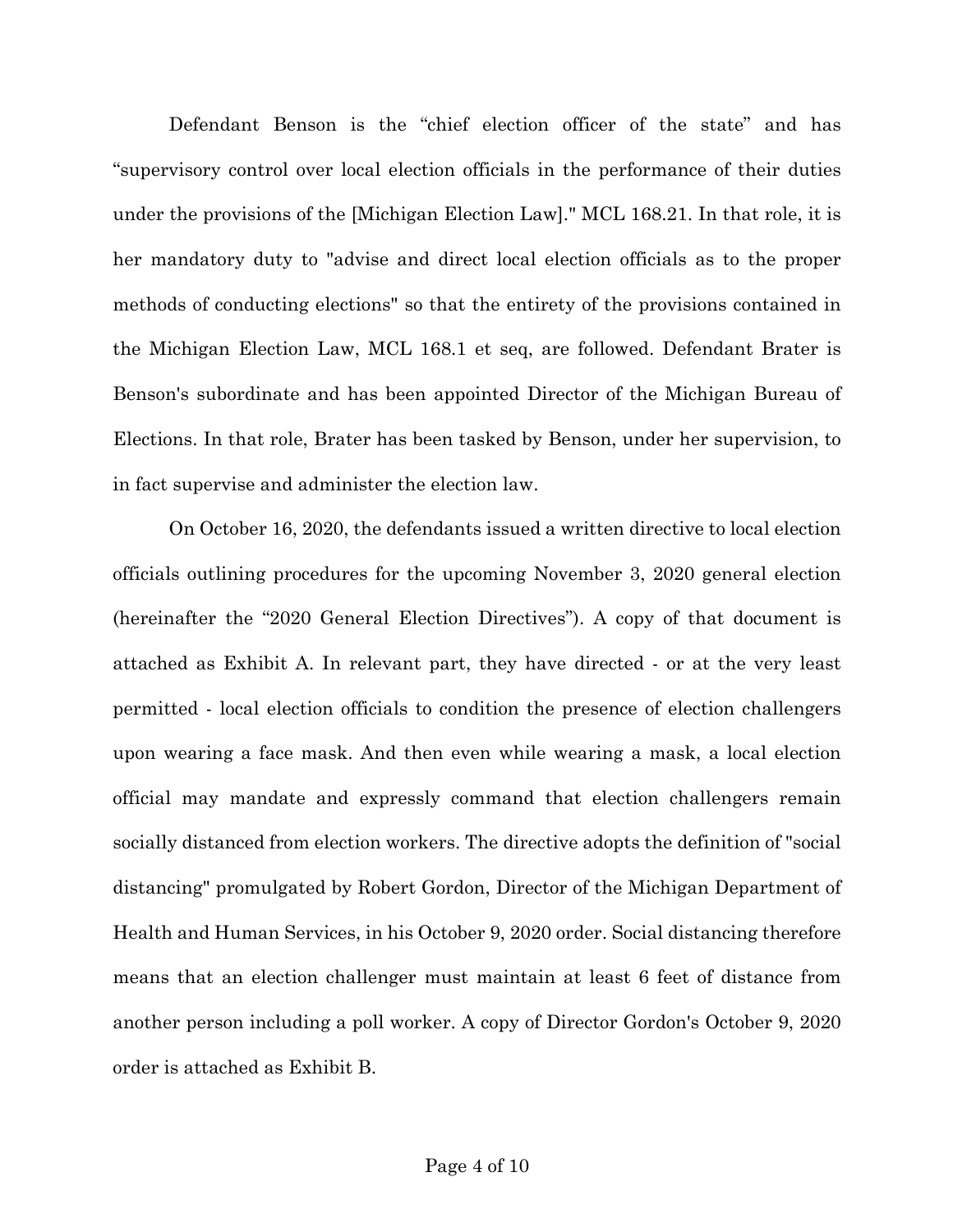Defendant Benson is the “chief election officer of the state” and has “supervisory control over local election officials in the performance of their duties under the provisions of the [Michigan Election Law]." MCL 168.21. In that role, it is her mandatory duty to "advise and direct local election officials as to the proper methods of conducting elections" so that the entirety of the provisions contained in the Michigan Election Law, MCL 168.1 et seq, are followed. Defendant Brater is Benson's subordinate and has been appointed Director of the Michigan Bureau of Elections. In that role, Brater has been tasked by Benson, under her supervision, to in fact supervise and administer the election law.

On October 16, 2020, the defendants issued a written directive to local election officials outlining procedures for the upcoming November 3, 2020 general election (hereinafter the “2020 General Election Directives”). A copy of that document is attached as Exhibit A. In relevant part, they have directed - or at the very least permitted - local election officials to condition the presence of election challengers upon wearing a face mask. And then even while wearing a mask, a local election official may mandate and expressly command that election challengers remain socially distanced from election workers. The directive adopts the definition of "social distancing" promulgated by Robert Gordon, Director of the Michigan Department of Health and Human Services, in his October 9, 2020 order. Social distancing therefore means that an election challenger must maintain at least 6 feet of distance from another person including a poll worker. A copy of Director Gordon's October 9, 2020 order is attached as Exhibit B.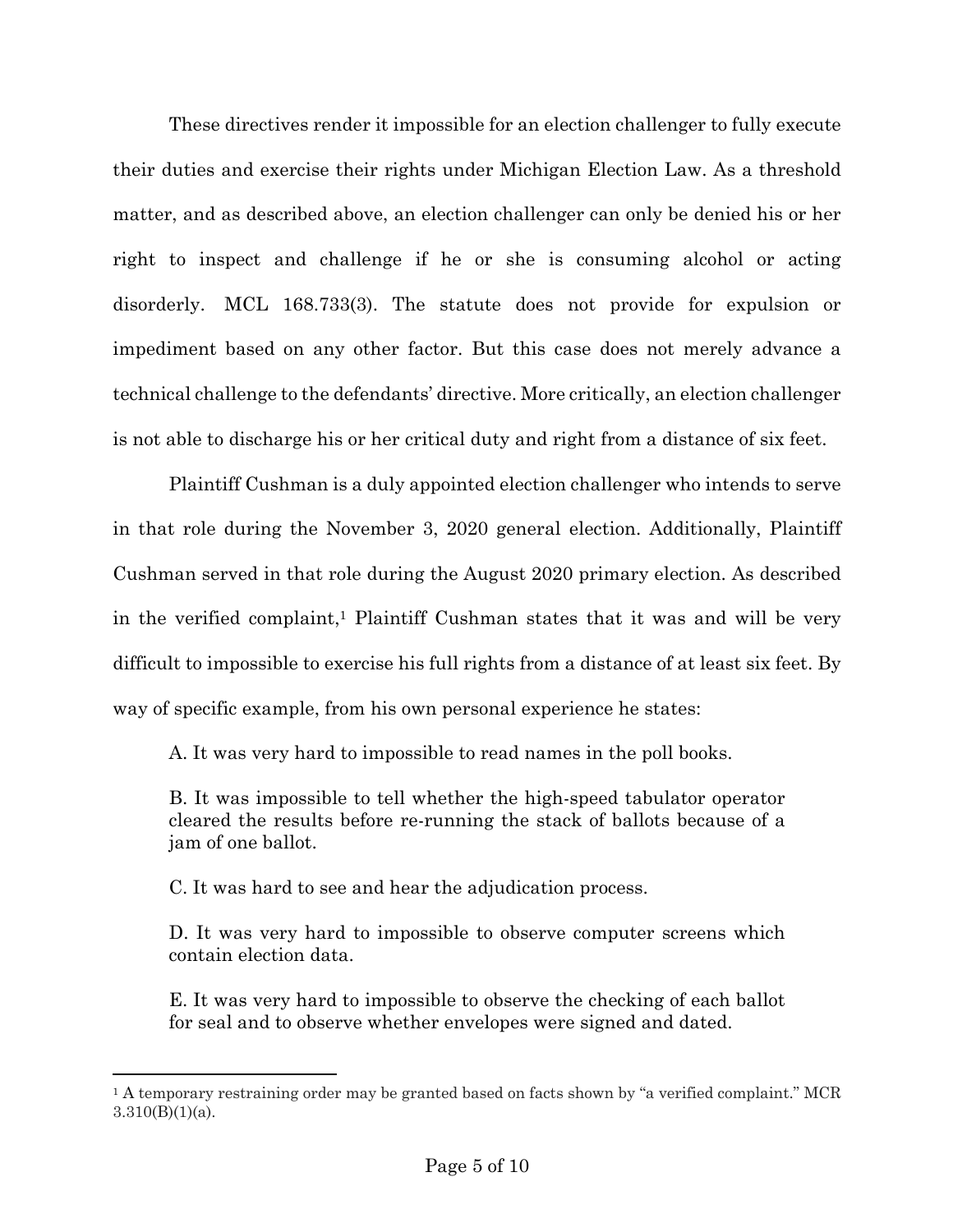These directives render it impossible for an election challenger to fully execute their duties and exercise their rights under Michigan Election Law. As a threshold matter, and as described above, an election challenger can only be denied his or her right to inspect and challenge if he or she is consuming alcohol or acting disorderly. MCL 168.733(3). The statute does not provide for expulsion or impediment based on any other factor. But this case does not merely advance a technical challenge to the defendants' directive. More critically, an election challenger is not able to discharge his or her critical duty and right from a distance of six feet.

Plaintiff Cushman is a duly appointed election challenger who intends to serve in that role during the November 3, 2020 general election. Additionally, Plaintiff Cushman served in that role during the August 2020 primary election. As described in the verified complaint,[1] Plaintiff Cushman states that it was and will be very difficult to impossible to exercise his full rights from a distance of at least six feet. By way of specific example, from his own personal experience he states:

> A. It was very hard to impossible to read names in the poll books.
>
> B. It was impossible to tell whether the high-speed tabulator operator cleared the results before re-running the stack of ballots because of a jam of one ballot.
>
> C. It was hard to see and hear the adjudication process.
>
> D. It was very hard to impossible to observe computer screens which contain election data.
>
> E. It was very hard to impossible to observe the checking of each ballot for seal and to observe whether envelopes were signed and dated.

---

[1] A temporary restraining order may be granted based on facts shown by "a verified complaint." MCR 3.310(B)(1)(a).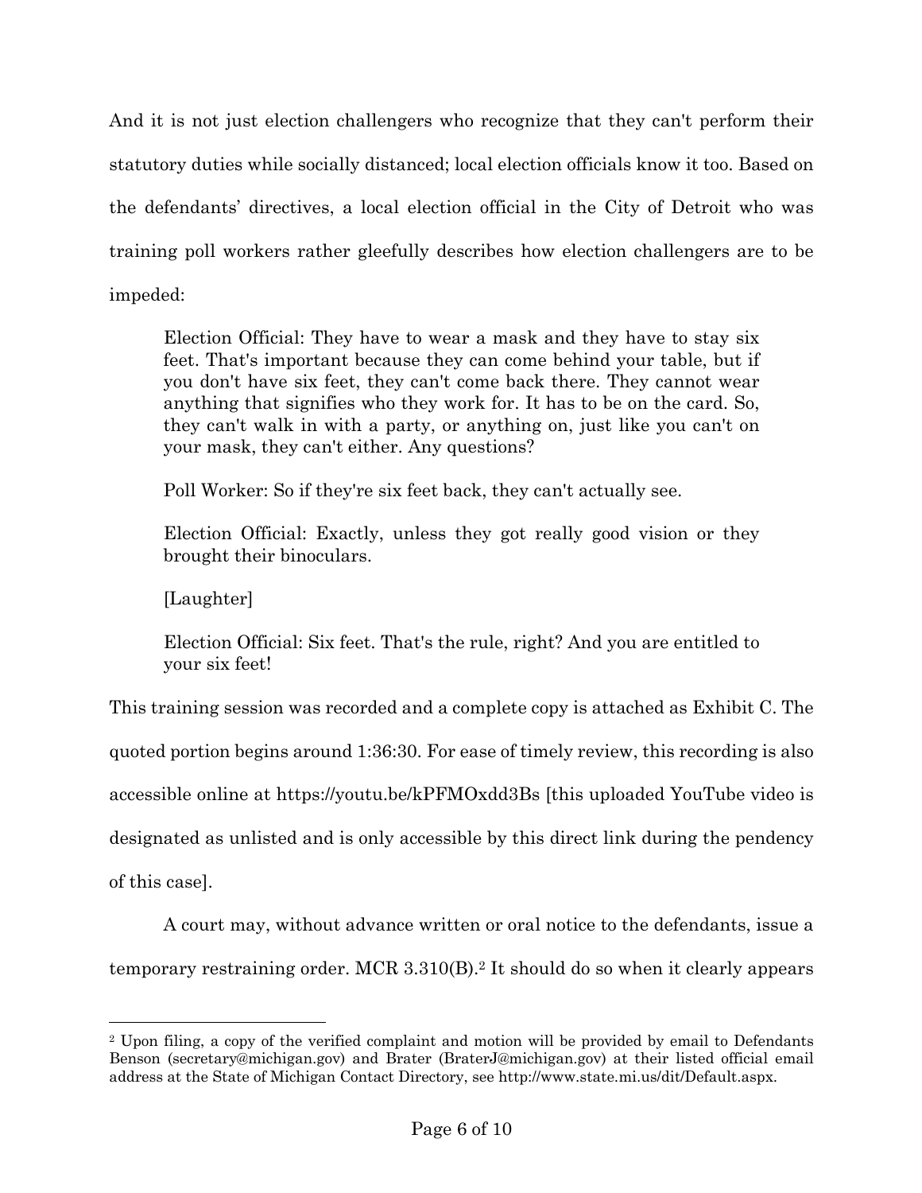And it is not just election challengers who recognize that they can't perform their statutory duties while socially distanced; local election officials know it too. Based on the defendants' directives, a local election official in the City of Detroit who was training poll workers rather gleefully describes how election challengers are to be impeded:

> Election Official: They have to wear a mask and they have to stay six feet. That's important because they can come behind your table, but if you don't have six feet, they can't come back there. They cannot wear anything that signifies who they work for. It has to be on the card. So, they can't walk in with a party, or anything on, just like you can't on your mask, they can't either. Any questions?
>
> Poll Worker: So if they're six feet back, they can't actually see.
>
> Election Official: Exactly, unless they got really good vision or they brought their binoculars.
>
> [Laughter]
>
> Election Official: Six feet. That's the rule, right? And you are entitled to your six feet!

This training session was recorded and a complete copy is attached as Exhibit C. The quoted portion begins around 1:36:30. For ease of timely review, this recording is also accessible online at https://youtu.be/kPFMOxdd3Bs [this uploaded YouTube video is designated as unlisted and is only accessible by this direct link during the pendency of this case].

A court may, without advance written or oral notice to the defendants, issue a temporary restraining order. MCR 3.310(B).[2] It should do so when it clearly appears

[2] Upon filing, a copy of the verified complaint and motion will be provided by email to Defendants Benson (secretary@michigan.gov) and Brater (BraterJ@michigan.gov) at their listed official email address at the State of Michigan Contact Directory, see http://www.state.mi.us/dit/Default.aspx.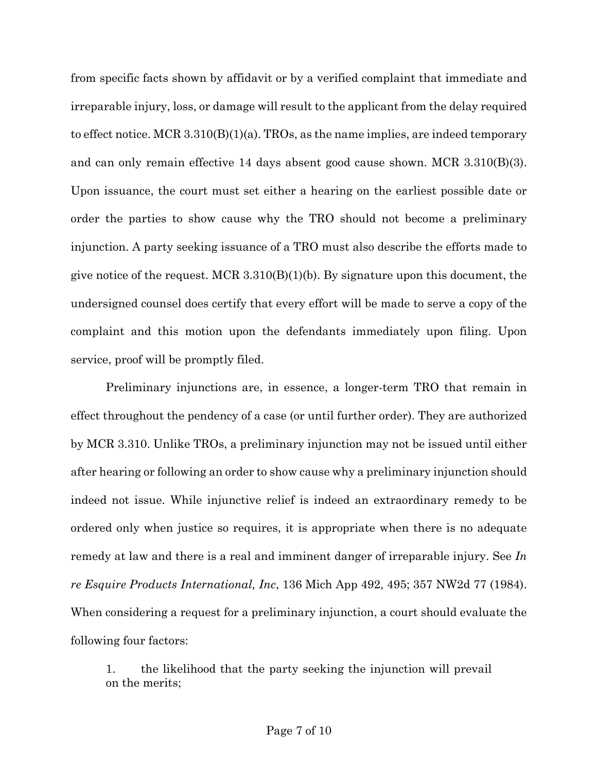from specific facts shown by affidavit or by a verified complaint that immediate and irreparable injury, loss, or damage will result to the applicant from the delay required to effect notice. MCR 3.310(B)(1)(a). TROs, as the name implies, are indeed temporary and can only remain effective 14 days absent good cause shown. MCR 3.310(B)(3). Upon issuance, the court must set either a hearing on the earliest possible date or order the parties to show cause why the TRO should not become a preliminary injunction. A party seeking issuance of a TRO must also describe the efforts made to give notice of the request. MCR 3.310(B)(1)(b). By signature upon this document, the undersigned counsel does certify that every effort will be made to serve a copy of the complaint and this motion upon the defendants immediately upon filing. Upon service, proof will be promptly filed.

Preliminary injunctions are, in essence, a longer-term TRO that remain in effect throughout the pendency of a case (or until further order). They are authorized by MCR 3.310. Unlike TROs, a preliminary injunction may not be issued until either after hearing or following an order to show cause why a preliminary injunction should indeed not issue. While injunctive relief is indeed an extraordinary remedy to be ordered only when justice so requires, it is appropriate when there is no adequate remedy at law and there is a real and imminent danger of irreparable injury. See *In re Esquire Products International, Inc*, 136 Mich App 492, 495; 357 NW2d 77 (1984). When considering a request for a preliminary injunction, a court should evaluate the following four factors:

1. the likelihood that the party seeking the injunction will prevail on the merits;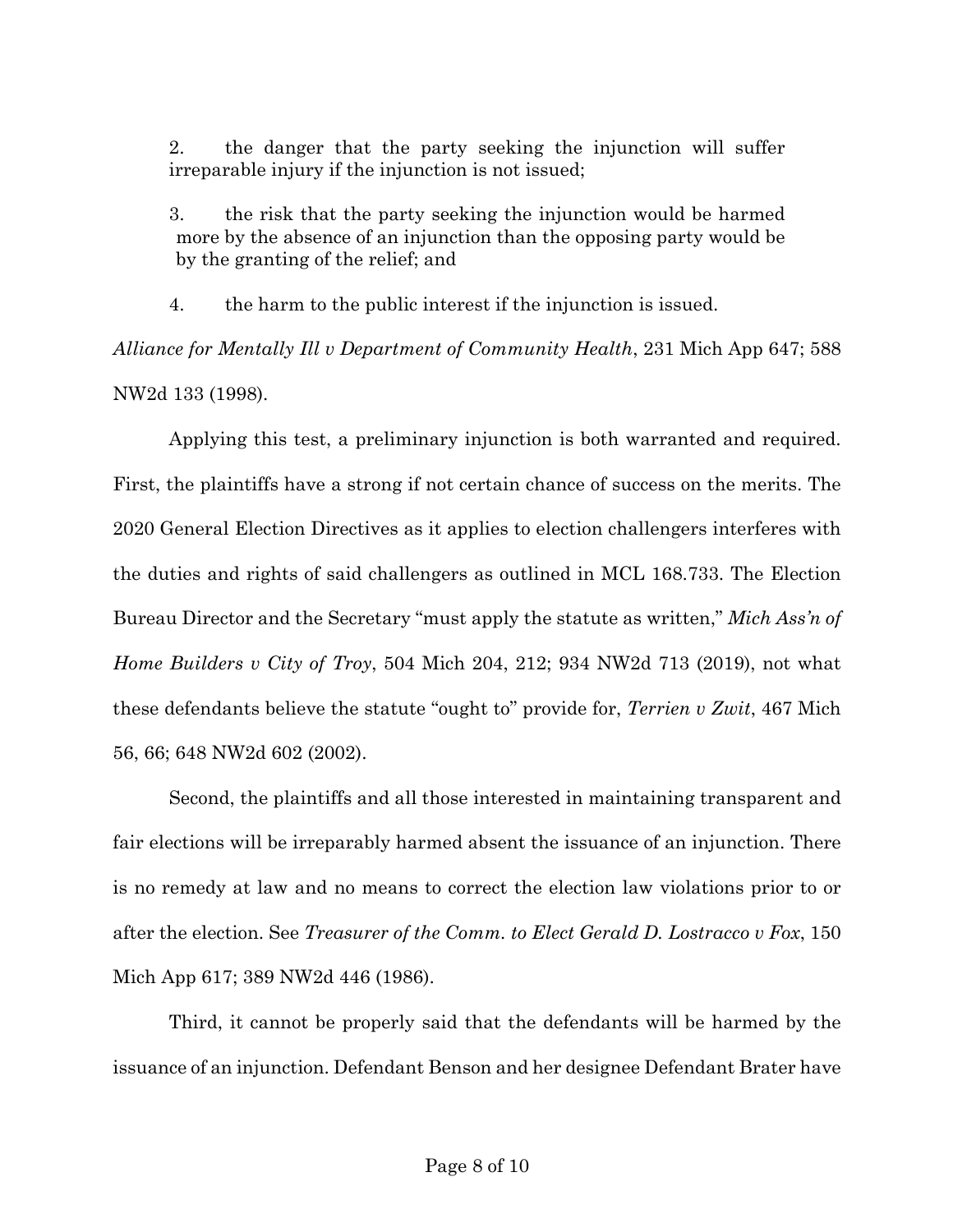2. the danger that the party seeking the injunction will suffer irreparable injury if the injunction is not issued;

3. the risk that the party seeking the injunction would be harmed more by the absence of an injunction than the opposing party would be by the granting of the relief; and

4. the harm to the public interest if the injunction is issued.

*Alliance for Mentally Ill v Department of Community Health*, 231 Mich App 647; 588 NW2d 133 (1998).

Applying this test, a preliminary injunction is both warranted and required. First, the plaintiffs have a strong if not certain chance of success on the merits. The 2020 General Election Directives as it applies to election challengers interferes with the duties and rights of said challengers as outlined in MCL 168.733. The Election Bureau Director and the Secretary "must apply the statute as written," *Mich Ass'n of Home Builders v City of Troy*, 504 Mich 204, 212; 934 NW2d 713 (2019), not what these defendants believe the statute "ought to" provide for, *Terrien v Zwit*, 467 Mich 56, 66; 648 NW2d 602 (2002).

Second, the plaintiffs and all those interested in maintaining transparent and fair elections will be irreparably harmed absent the issuance of an injunction. There is no remedy at law and no means to correct the election law violations prior to or after the election. See *Treasurer of the Comm. to Elect Gerald D. Lostracco v Fox*, 150 Mich App 617; 389 NW2d 446 (1986).

Third, it cannot be properly said that the defendants will be harmed by the issuance of an injunction. Defendant Benson and her designee Defendant Brater have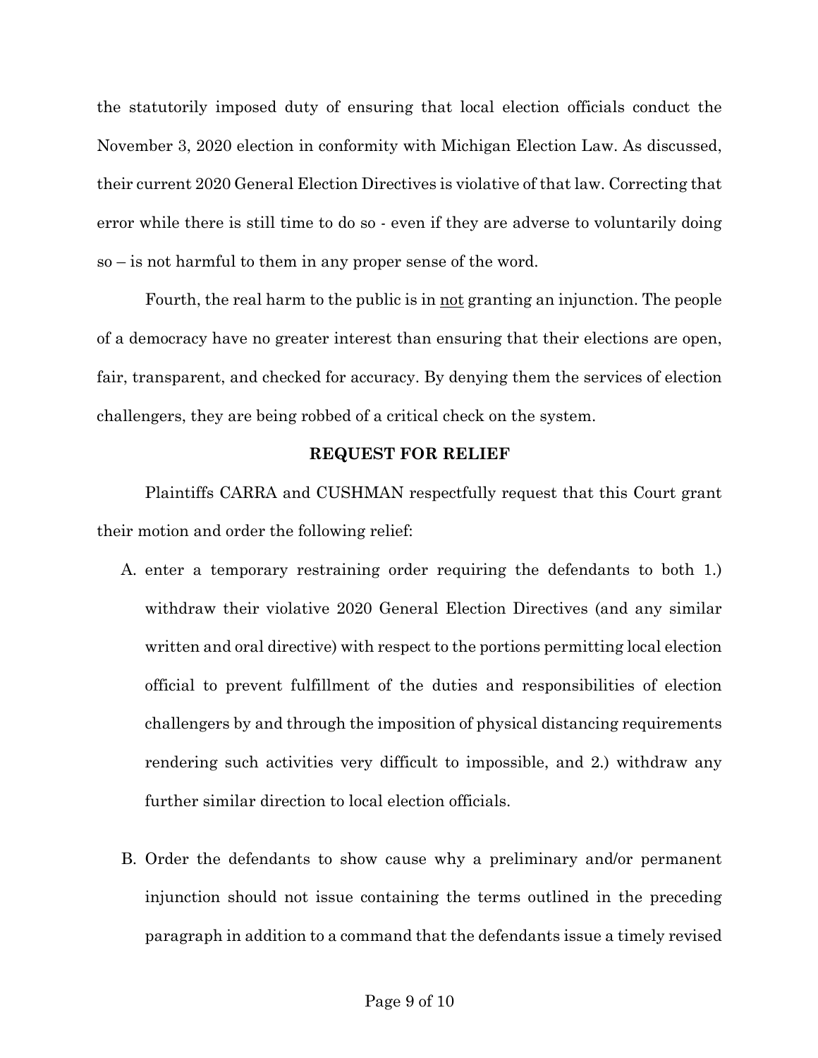the statutorily imposed duty of ensuring that local election officials conduct the November 3, 2020 election in conformity with Michigan Election Law. As discussed, their current 2020 General Election Directives is violative of that law. Correcting that error while there is still time to do so - even if they are adverse to voluntarily doing so – is not harmful to them in any proper sense of the word.

Fourth, the real harm to the public is in <u>not</u> granting an injunction. The people of a democracy have no greater interest than ensuring that their elections are open, fair, transparent, and checked for accuracy. By denying them the services of election challengers, they are being robbed of a critical check on the system.

**REQUEST FOR RELIEF**

Plaintiffs CARRA and CUSHMAN respectfully request that this Court grant their motion and order the following relief:

A. enter a temporary restraining order requiring the defendants to both 1.) withdraw their violative 2020 General Election Directives (and any similar written and oral directive) with respect to the portions permitting local election official to prevent fulfillment of the duties and responsibilities of election challengers by and through the imposition of physical distancing requirements rendering such activities very difficult to impossible, and 2.) withdraw any further similar direction to local election officials.

B. Order the defendants to show cause why a preliminary and/or permanent injunction should not issue containing the terms outlined in the preceding paragraph in addition to a command that the defendants issue a timely revised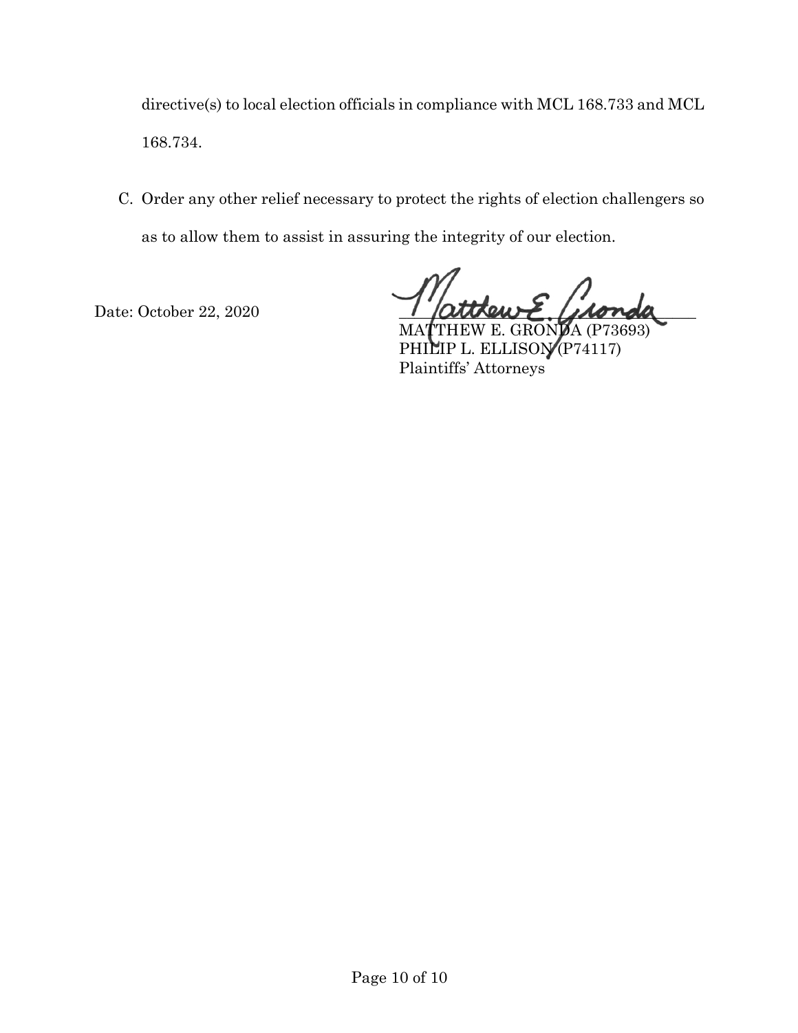directive(s) to local election officials in compliance with MCL 168.733 and MCL 168.734.

C. Order any other relief necessary to protect the rights of election challengers so as to allow them to assist in assuring the integrity of our election.

Date: October 22, 2020

MATTHEW E. GRONDA (P73693)
PHILIP L. ELLISON (P74117)
Plaintiffs' Attorneys